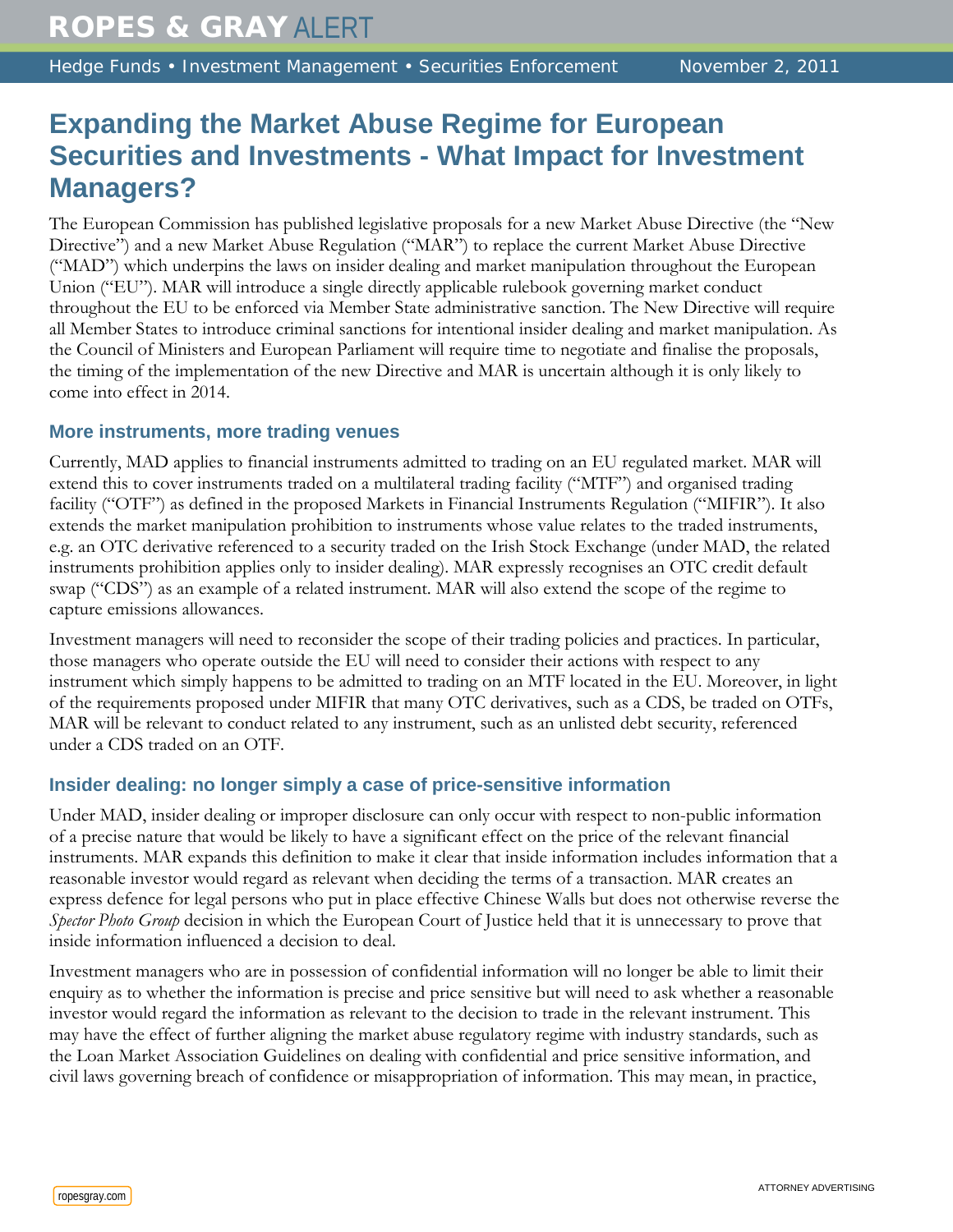ROPES & GRAY ALERT

Hedge Funds • Investment Management • Securities Enforcement November 2, 2011

# Expanding the Market Abuse Regime for European Securities and Investments - What Impact for Investment Managers?

The European Commission has published legislative proposals for a new Market Abuse Directive (the "New Directive") and a new Market Abuse Regulation ("MAR") to replace the current Market Abuse Directive ("MAD") which underpins the laws on insider dealing and market manipulation throughout the European Union ("EU"). MAR will introduce a single directly applicable rulebook governing market conduct throughout the EU to be enforced via Member State administrative sanction. The New Directive will require all Member States to introduce criminal sanctions for intentional insider dealing and market manipulation. As the Council of Ministers and European Parliament will require time to negotiate and finalise the proposals, the timing of the implementation of the new Directive and MAR is uncertain although it is only likely to come into effect in 2014.

## More instruments, more trading venues

Currently, MAD applies to financial instruments admitted to trading on an EU regulated market. MAR will extend this to cover instruments traded on a multilateral trading facility ("MTF") and organised trading facility ("OTF") as defined in the proposed Markets in Financial Instruments Regulation ("MIFIR"). It also extends the market manipulation prohibition to instruments whose value relates to the traded instruments, e.g. an OTC derivative referenced to a security traded on the Irish Stock Exchange (under MAD, the related instruments prohibition applies only to insider dealing). MAR expressly recognises an OTC credit default swap ("CDS") as an example of a related instrument. MAR will also extend the scope of the regime to capture emissions allowances.

Investment managers will need to reconsider the scope of their trading policies and practices. In particular, those managers who operate outside the EU will need to consider their actions with respect to any instrument which simply happens to be admitted to trading on an MTF located in the EU. Moreover, in light of the requirements proposed under MIFIR that many OTC derivatives, such as a CDS, be traded on OTFs, MAR will be relevant to conduct related to any instrument, such as an unlisted debt security, referenced under a CDS traded on an OTF.

## Insider dealing: no longer simply a case of price-sensitive information

Under MAD, insider dealing or improper disclosure can only occur with respect to non-public information of a precise nature that would be likely to have a significant effect on the price of the relevant financial instruments. MAR expands this definition to make it clear that inside information includes information that a reasonable investor would regard as relevant when deciding the terms of a transaction. MAR creates an express defence for legal persons who put in place effective Chinese Walls but does not otherwise reverse the *Spector Photo Group* decision in which the European Court of Justice held that it is unnecessary to prove that inside information influenced a decision to deal.

Investment managers who are in possession of confidential information will no longer be able to limit their enquiry as to whether the information is precise and price sensitive but will need to ask whether a reasonable investor would regard the information as relevant to the decision to trade in the relevant instrument. This may have the effect of further aligning the market abuse regulatory regime with industry standards, such as the Loan Market Association Guidelines on dealing with confidential and price sensitive information, and civil laws governing breach of confidence or misappropriation of information. This may mean, in practice,

ATTORNEY ADVERTISING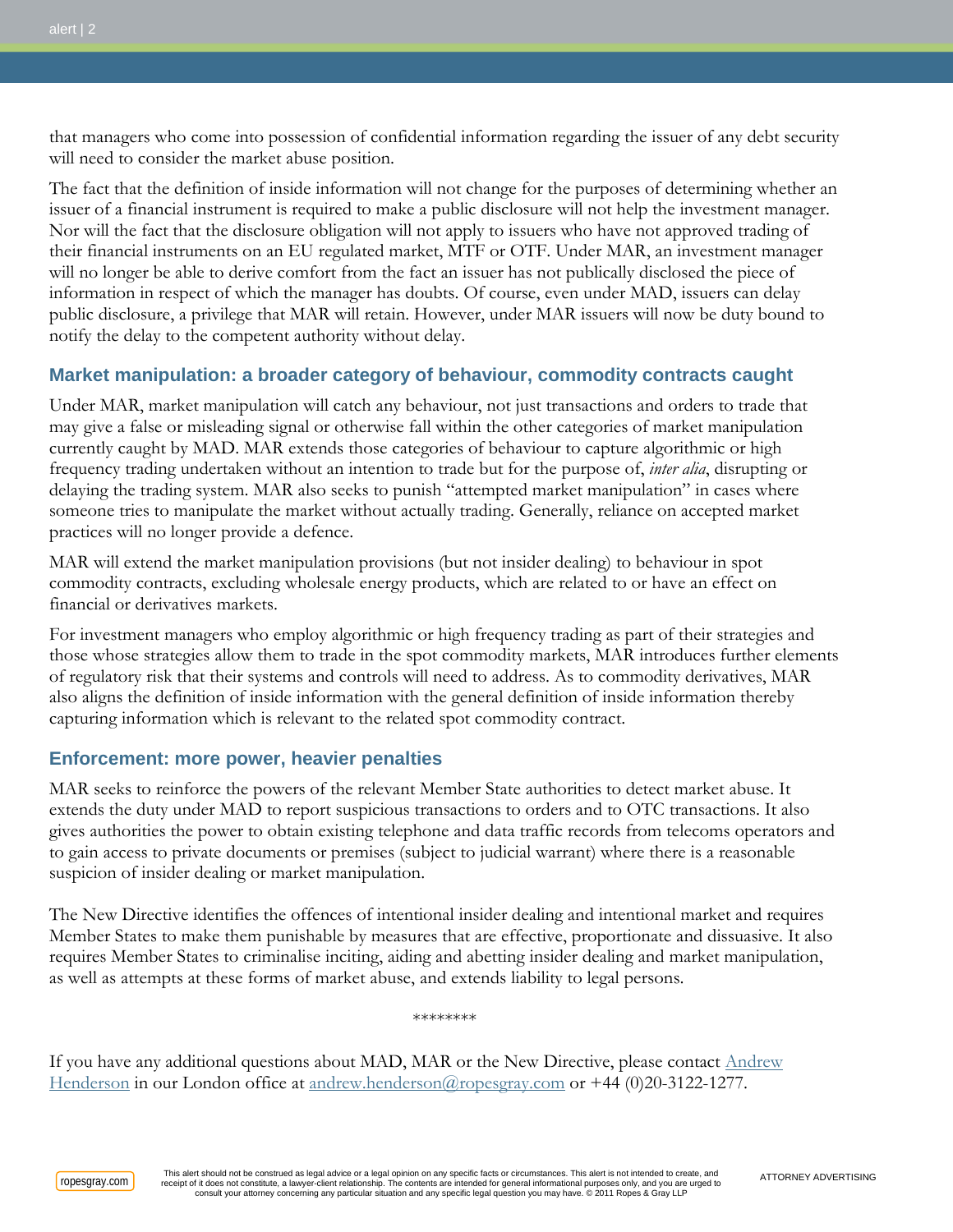that managers who come into possession of confidential information regarding the issuer of any debt security will need to consider the market abuse position.

The fact that the definition of inside information will not change for the purposes of determining whether an issuer of a financial instrument is required to make a public disclosure will not help the investment manager. Nor will the fact that the disclosure obligation will not apply to issuers who have not approved trading of their financial instruments on an EU regulated market, MTF or OTF. Under MAR, an investment manager will no longer be able to derive comfort from the fact an issuer has not publically disclosed the piece of information in respect of which the manager has doubts. Of course, even under MAD, issuers can delay public disclosure, a privilege that MAR will retain. However, under MAR issuers will now be duty bound to notify the delay to the competent authority without delay.

## Market manipulation: a broader category of behaviour, commodity contracts caught

Under MAR, market manipulation will catch any behaviour, not just transactions and orders to trade that may give a false or misleading signal or otherwise fall within the other categories of market manipulation currently caught by MAD. MAR extends those categories of behaviour to capture algorithmic or high frequency trading undertaken without an intention to trade but for the purpose of, *inter alia*, disrupting or delaying the trading system. MAR also seeks to punish "attempted market manipulation" in cases where someone tries to manipulate the market without actually trading. Generally, reliance on accepted market practices will no longer provide a defence.

MAR will extend the market manipulation provisions (but not insider dealing) to behaviour in spot commodity contracts, excluding wholesale energy products, which are related to or have an effect on financial or derivatives markets.

For investment managers who employ algorithmic or high frequency trading as part of their strategies and those whose strategies allow them to trade in the spot commodity markets, MAR introduces further elements of regulatory risk that their systems and controls will need to address. As to commodity derivatives, MAR also aligns the definition of inside information with the general definition of inside information thereby capturing information which is relevant to the related spot commodity contract.

## Enforcement: more power, heavier penalties

MAR seeks to reinforce the powers of the relevant Member State authorities to detect market abuse. It extends the duty under MAD to report suspicious transactions to orders and to OTC transactions. It also gives authorities the power to obtain existing telephone and data traffic records from telecoms operators and to gain access to private documents or premises (subject to judicial warrant) where there is a reasonable suspicion of insider dealing or market manipulation.

The New Directive identifies the offences of intentional insider dealing and intentional market and requires Member States to make them punishable by measures that are effective, proportionate and dissuasive. It also requires Member States to criminalise inciting, aiding and abetting insider dealing and market manipulation, as well as attempts at these forms of market abuse, and extends liability to legal persons.

\*\*\*\*\*\*\*\*

If you have any additional questions about MAD, MAR or the New Directive, please contact Andrew Henderson in our London office at andrew.henderson@ropesgray.com or +44 (0)20-3122-1277.

This alert should not be construed as legal advice or a legal opinion on any specific facts or circumstances. This alert is not intended to create, and receipt of it does not constitute, a lawyer-client relationship. The contents are intended for general informational purposes only, and you are urged to consult your attorney concerning any particular situation and any specific legal question you may have. © 2011 Ropes & Gray LLP

ATTORNEY ADVERTISING